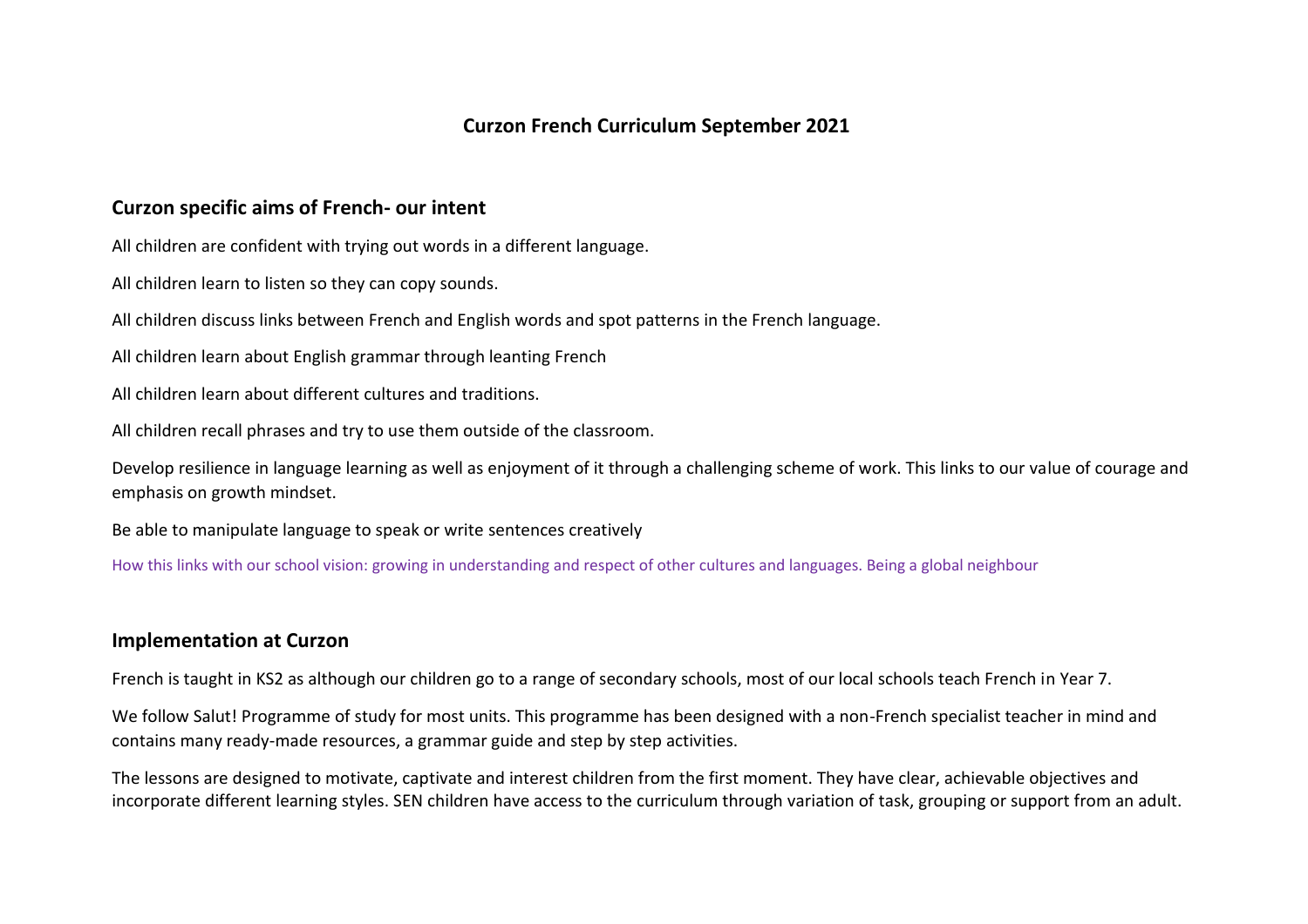# Curzon French Curriculum September 2021

## Curzon specific aims of French- our intent

All children are confident with trying out words in a different language.

All children learn to listen so they can copy sounds.

All children discuss links between French and English words and spot patterns in the French language.

All children learn about English grammar through leanting French

All children learn about different cultures and traditions.

All children recall phrases and try to use them outside of the classroom.

Develop resilience in language learning as well as enjoyment of it through a challenging scheme of work. This links to our value of courage and emphasis on growth mindset.

Be able to manipulate language to speak or write sentences creatively

How this links with our school vision: growing in understanding and respect of other cultures and languages. Being a global neighbour

## Implementation at Curzon

French is taught in KS2 as although our children go to a range of secondary schools, most of our local schools teach French in Year 7.

We follow Salut! Programme of study for most units. This programme has been designed with a non-French specialist teacher in mind and contains many ready-made resources, a grammar guide and step by step activities.

The lessons are designed to motivate, captivate and interest children from the first moment. They have clear, achievable objectives and incorporate different learning styles. SEN children have access to the curriculum through variation of task, grouping or support from an adult.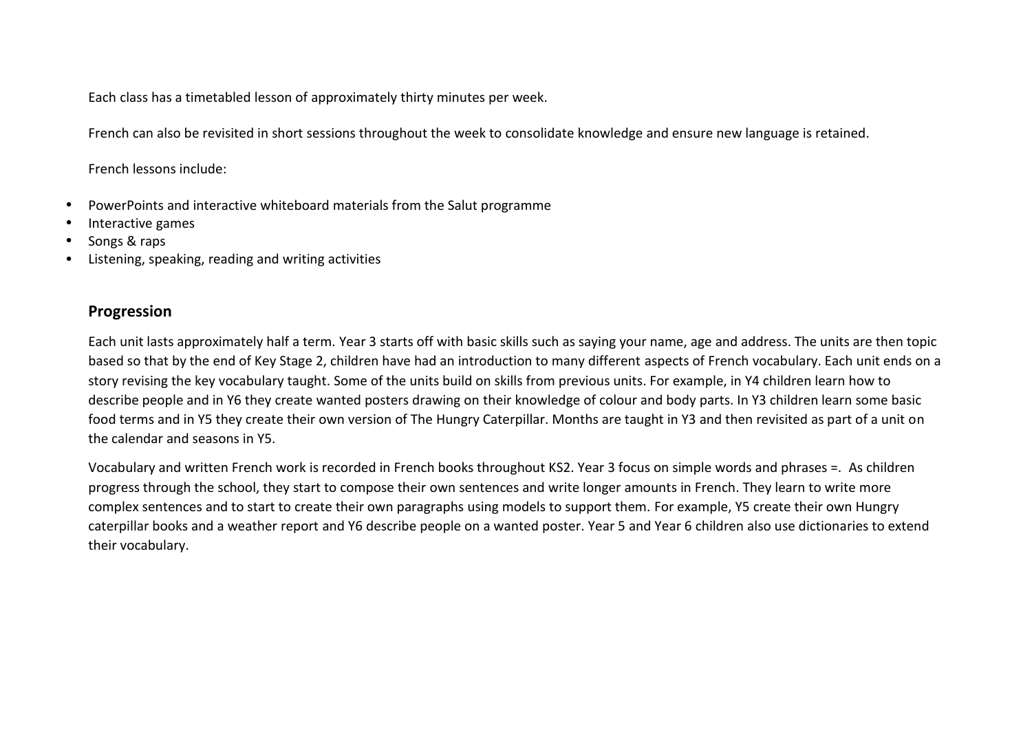Each class has a timetabled lesson of approximately thirty minutes per week.

French can also be revisited in short sessions throughout the week to consolidate knowledge and ensure new language is retained.

French lessons include:

- PowerPoints and interactive whiteboard materials from the Salut programme
- Interactive games
- Songs & raps
- Listening, speaking, reading and writing activities

## Progression

Each unit lasts approximately half a term. Year 3 starts off with basic skills such as saying your name, age and address. The units are then topic based so that by the end of Key Stage 2, children have had an introduction to many different aspects of French vocabulary. Each unit ends on a story revising the key vocabulary taught. Some of the units build on skills from previous units. For example, in Y4 children learn how to describe people and in Y6 they create wanted posters drawing on their knowledge of colour and body parts. In Y3 children learn some basic food terms and in Y5 they create their own version of The Hungry Caterpillar. Months are taught in Y3 and then revisited as part of a unit on the calendar and seasons in Y5.

Vocabulary and written French work is recorded in French books throughout KS2. Year 3 focus on simple words and phrases =. As children progress through the school, they start to compose their own sentences and write longer amounts in French. They learn to write more complex sentences and to start to create their own paragraphs using models to support them. For example, Y5 create their own Hungry caterpillar books and a weather report and Y6 describe people on a wanted poster. Year 5 and Year 6 children also use dictionaries to extend their vocabulary.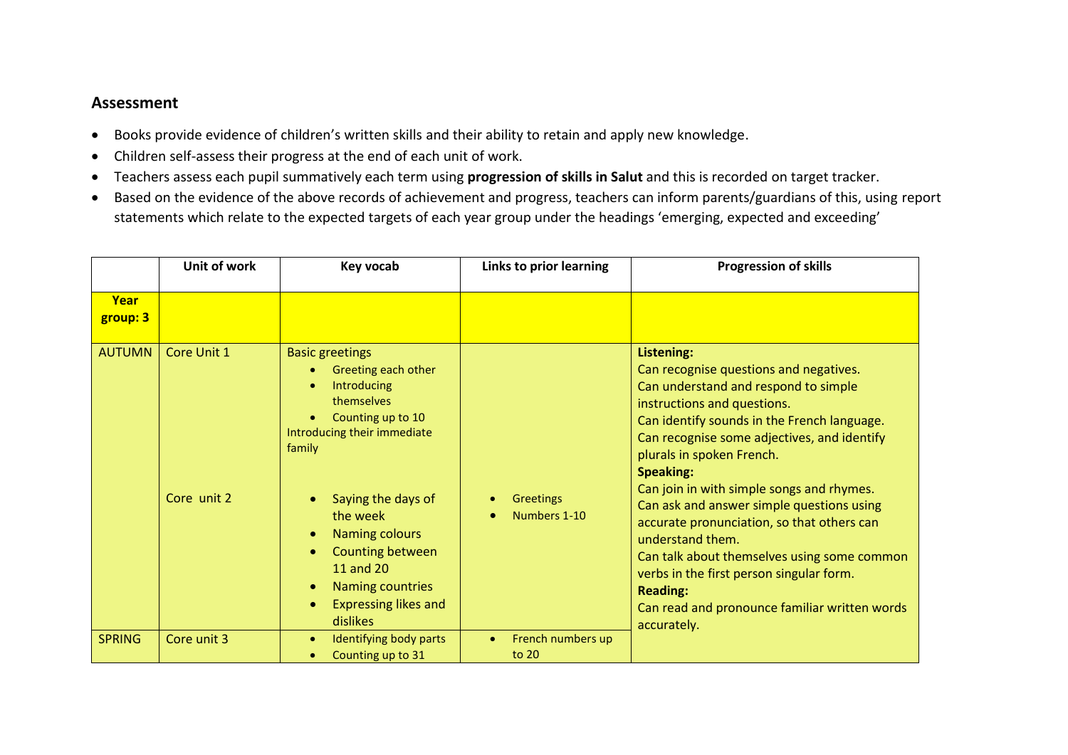## Assessment

- Books provide evidence of children's written skills and their ability to retain and apply new knowledge.
- Children self-assess their progress at the end of each unit of work.
- Teachers assess each pupil summatively each term using **progression of skills in Salut** and this is recorded on target tracker.
- Based on the evidence of the above records of achievement and progress, teachers can inform parents/guardians of this, using report statements which relate to the expected targets of each year group under the headings 'emerging, expected and exceeding'

| | Unit of work | Key vocab | Links to prior learning | Progression of skills |
|---|---|---|---|---|
| **Year group: 3** | | | | |
| AUTUMN | Core Unit 1 | Basic greetings<br>• Greeting each other<br>• Introducing themselves<br>• Counting up to 10<br>Introducing their immediate family | | **Listening:**<br>Can recognise questions and negatives.<br>Can understand and respond to simple instructions and questions.<br>Can identify sounds in the French language.<br>Can recognise some adjectives, and identify plurals in spoken French.<br>**Speaking:**<br>Can join in with simple songs and rhymes.<br>Can ask and answer simple questions using accurate pronunciation, so that others can understand them.<br>Can talk about themselves using some common verbs in the first person singular form.<br>**Reading:**<br>Can read and pronounce familiar written words accurately. |
| | Core unit 2 | • Saying the days of the week<br>• Naming colours<br>• Counting between 11 and 20<br>• Naming countries<br>• Expressing likes and dislikes | • Greetings<br>• Numbers 1-10 | |
| SPRING | Core unit 3 | • Identifying body parts<br>• Counting up to 31 | • French numbers up to 20 | |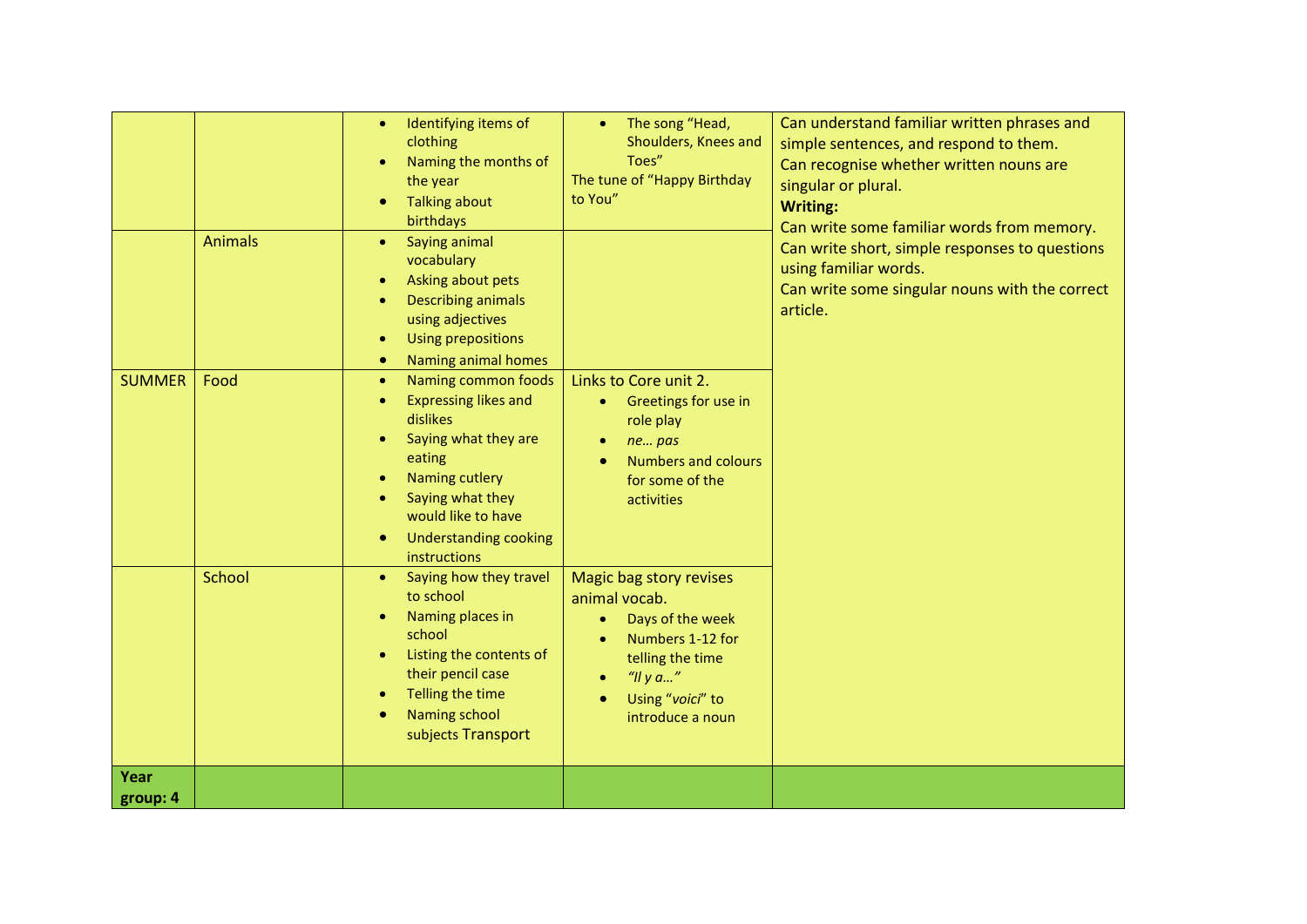| | | | | |
|---|---|---|---|---|
| | | • Identifying items of clothing<br>• Naming the months of the year<br>• Talking about birthdays | • The song "Head, Shoulders, Knees and Toes"<br>The tune of "Happy Birthday to You" | Can understand familiar written phrases and simple sentences, and respond to them.<br>Can recognise whether written nouns are singular or plural.<br>**Writing:**<br>Can write some familiar words from memory.<br>Can write short, simple responses to questions using familiar words.<br>Can write some singular nouns with the correct article. |
| | Animals | • Saying animal vocabulary<br>• Asking about pets<br>• Describing animals using adjectives<br>• Using prepositions<br>• Naming animal homes | | |
| SUMMER | Food | • Naming common foods<br>• Expressing likes and dislikes<br>• Saying what they are eating<br>• Naming cutlery<br>• Saying what they would like to have<br>• Understanding cooking instructions | Links to Core unit 2.<br>• Greetings for use in role play<br>• *ne… pas*<br>• Numbers and colours for some of the activities | |
| | School | • Saying how they travel to school<br>• Naming places in school<br>• Listing the contents of their pencil case<br>• Telling the time<br>• Naming school subjects Transport | Magic bag story revises animal vocab.<br>• Days of the week<br>• Numbers 1-12 for telling the time<br>• *"Il y a…"*<br>• Using "*voici*" to introduce a noun | |
| **Year group: 4** | | | | |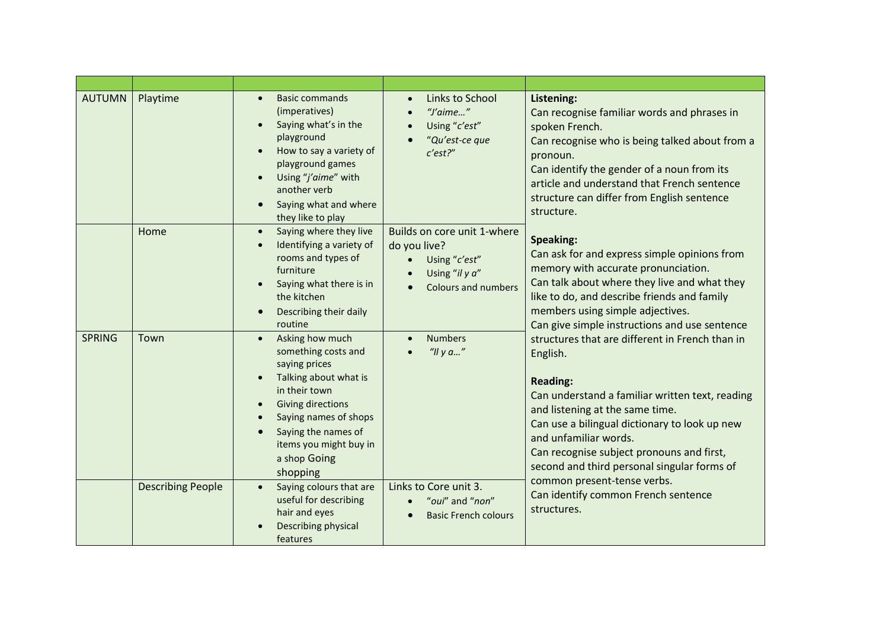| | | | | |
|---|---|---|---|---|
| AUTUMN | Playtime | • Basic commands (imperatives)<br>• Saying what's in the playground<br>• How to say a variety of playground games<br>• Using "*j'aime*" with another verb<br>• Saying what and where they like to play | • Links to School<br>• *"J'aime…"*<br>• Using "*c'est*"<br>• "*Qu'est-ce que c'est?*" | **Listening:**<br>Can recognise familiar words and phrases in spoken French.<br>Can recognise who is being talked about from a pronoun.<br>Can identify the gender of a noun from its article and understand that French sentence structure can differ from English sentence structure.<br><br>**Speaking:**<br>Can ask for and express simple opinions from memory with accurate pronunciation.<br>Can talk about where they live and what they like to do, and describe friends and family members using simple adjectives.<br>Can give simple instructions and use sentence structures that are different in French than in English.<br><br>**Reading:**<br>Can understand a familiar written text, reading and listening at the same time.<br>Can use a bilingual dictionary to look up new and unfamiliar words.<br>Can recognise subject pronouns and first, second and third personal singular forms of common present-tense verbs.<br>Can identify common French sentence structures. |
| | Home | • Saying where they live<br>• Identifying a variety of rooms and types of furniture<br>• Saying what there is in the kitchen<br>• Describing their daily routine | Builds on core unit 1-where do you live?<br>• Using "*c'est*"<br>• Using "*il y a*"<br>• Colours and numbers | |
| SPRING | Town | • Asking how much something costs and saying prices<br>• Talking about what is in their town<br>• Giving directions<br>• Saying names of shops<br>• Saying the names of items you might buy in a shop Going shopping | • Numbers<br>• *"Il y a…"* | |
| | Describing People | • Saying colours that are useful for describing hair and eyes<br>• Describing physical features | Links to Core unit 3.<br>• "*oui*" and "*non*"<br>• Basic French colours | |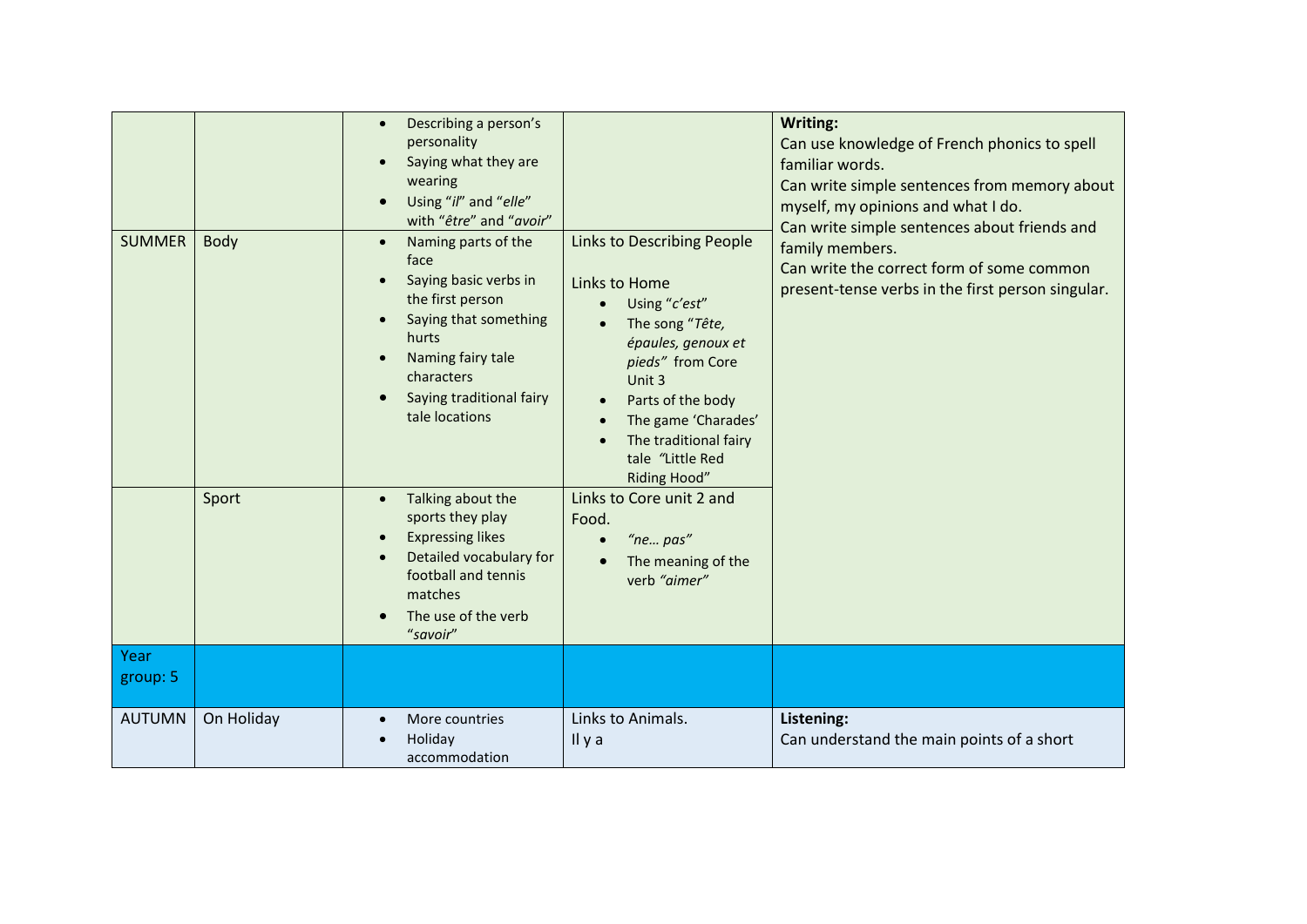| | | | | |
|---|---|---|---|---|
| | | • Describing a person's personality<br>• Saying what they are wearing<br>• Using "*il*" and "*elle*" with "*être*" and "*avoir*" | | **Writing:**<br>Can use knowledge of French phonics to spell familiar words.<br>Can write simple sentences from memory about myself, my opinions and what I do.<br>Can write simple sentences about friends and family members.<br>Can write the correct form of some common present-tense verbs in the first person singular. |
| SUMMER | Body | • Naming parts of the face<br>• Saying basic verbs in the first person<br>• Saying that something hurts<br>• Naming fairy tale characters<br>• Saying traditional fairy tale locations | Links to Describing People<br><br>Links to Home<br>• Using "*c'est*"<br>• The song "*Tête, épaules, genoux et pieds*" from Core Unit 3<br>• Parts of the body<br>• The game 'Charades'<br>• The traditional fairy tale "Little Red Riding Hood" | |
| | Sport | • Talking about the sports they play<br>• Expressing likes<br>• Detailed vocabulary for football and tennis matches<br>• The use of the verb "*savoir*" | Links to Core unit 2 and Food.<br>• *"ne… pas"*<br>• The meaning of the verb *"aimer"* | |
| Year group: 5 | | | | |
| AUTUMN | On Holiday | • More countries<br>• Holiday accommodation | Links to Animals.<br>Il y a | **Listening:**<br>Can understand the main points of a short |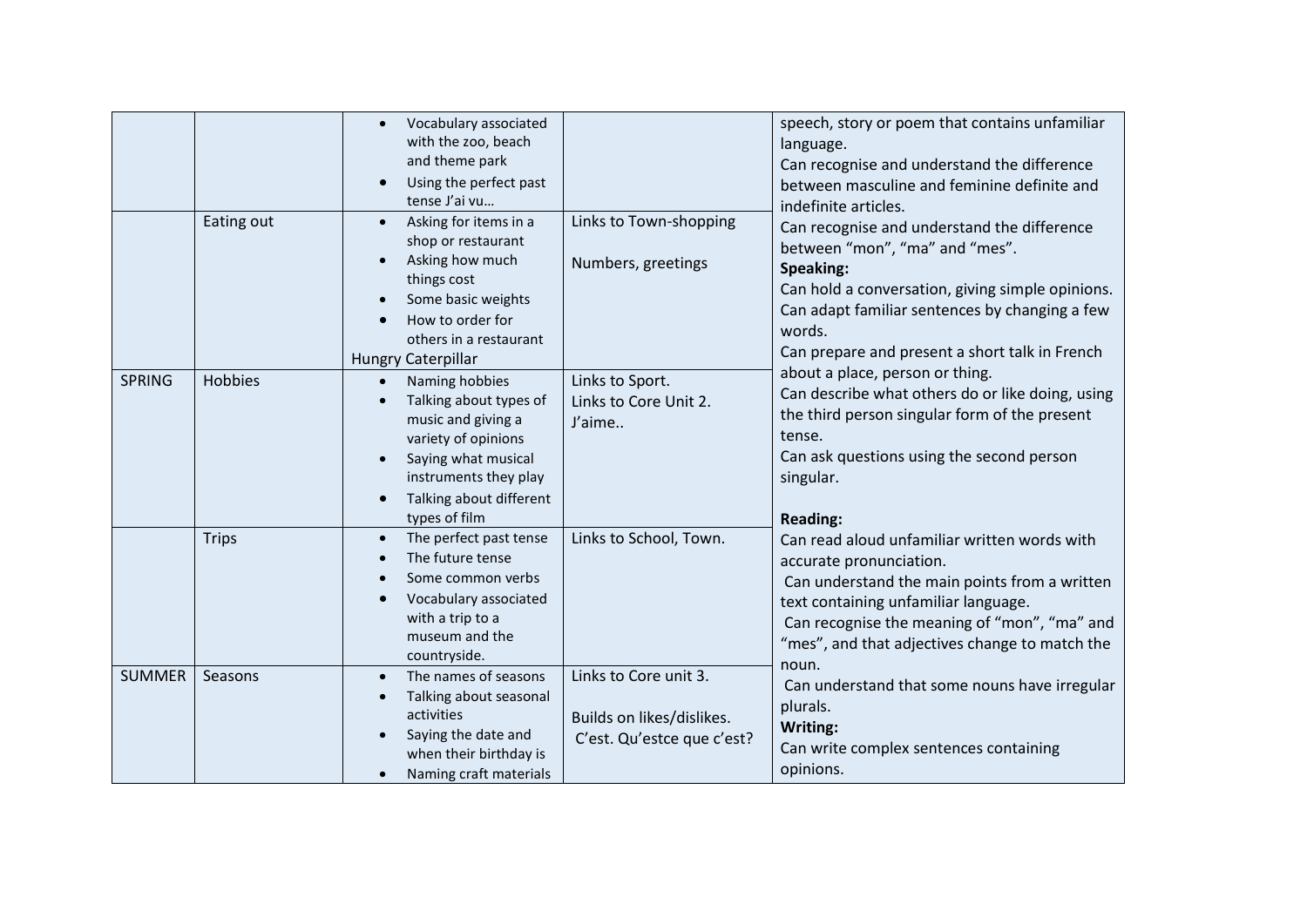| | | | | |
|---|---|---|---|---|
| | | • Vocabulary associated with the zoo, beach and theme park<br>• Using the perfect past tense J'ai vu… | | speech, story or poem that contains unfamiliar language.<br>Can recognise and understand the difference between masculine and feminine definite and indefinite articles.<br>Can recognise and understand the difference between "mon", "ma" and "mes".<br>**Speaking:**<br>Can hold a conversation, giving simple opinions.<br>Can adapt familiar sentences by changing a few words.<br>Can prepare and present a short talk in French about a place, person or thing.<br>Can describe what others do or like doing, using the third person singular form of the present tense.<br>Can ask questions using the second person singular.<br><br>**Reading:**<br>Can read aloud unfamiliar written words with accurate pronunciation.<br>Can understand the main points from a written text containing unfamiliar language.<br>Can recognise the meaning of "mon", "ma" and "mes", and that adjectives change to match the noun.<br>Can understand that some nouns have irregular plurals.<br>**Writing:**<br>Can write complex sentences containing opinions. |
| | Eating out | • Asking for items in a shop or restaurant<br>• Asking how much things cost<br>• Some basic weights<br>• How to order for others in a restaurant<br>Hungry Caterpillar | Links to Town-shopping<br><br>Numbers, greetings | |
| SPRING | Hobbies | • Naming hobbies<br>• Talking about types of music and giving a variety of opinions<br>• Saying what musical instruments they play<br>• Talking about different types of film | Links to Sport.<br>Links to Core Unit 2.<br>J'aime.. | |
| | Trips | • The perfect past tense<br>• The future tense<br>• Some common verbs<br>• Vocabulary associated with a trip to a museum and the countryside. | Links to School, Town. | |
| SUMMER | Seasons | • The names of seasons<br>• Talking about seasonal activities<br>• Saying the date and when their birthday is<br>• Naming craft materials | Links to Core unit 3.<br><br>Builds on likes/dislikes.<br>C'est. Qu'estce que c'est? | |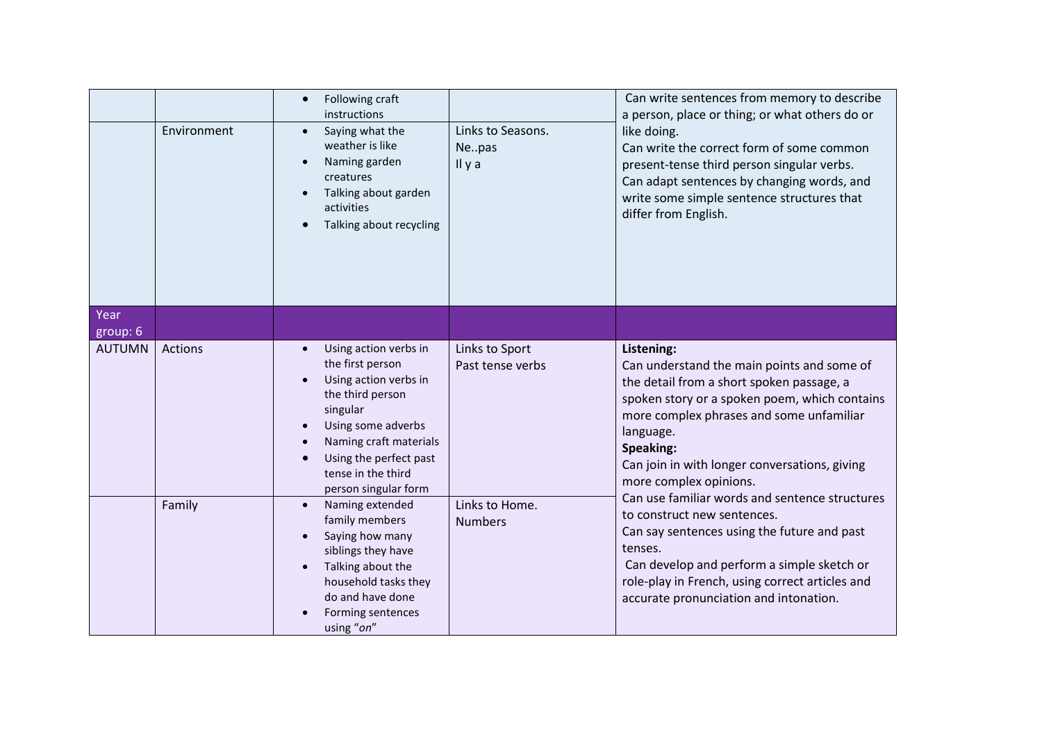| | | | | |
|---|---|---|---|---|
| | | • Following craft instructions | | Can write sentences from memory to describe a person, place or thing; or what others do or like doing.<br>Can write the correct form of some common present-tense third person singular verbs.<br>Can adapt sentences by changing words, and write some simple sentence structures that differ from English. |
| | Environment | • Saying what the weather is like<br>• Naming garden creatures<br>• Talking about garden activities<br>• Talking about recycling | Links to Seasons.<br>Ne..pas<br>Il y a | |
| Year group: 6 | | | | |
| AUTUMN | Actions | • Using action verbs in the first person<br>• Using action verbs in the third person singular<br>• Using some adverbs<br>• Naming craft materials<br>• Using the perfect past tense in the third person singular form | Links to Sport<br>Past tense verbs | **Listening:**<br>Can understand the main points and some of the detail from a short spoken passage, a spoken story or a spoken poem, which contains more complex phrases and some unfamiliar language.<br>**Speaking:**<br>Can join in with longer conversations, giving more complex opinions.<br>Can use familiar words and sentence structures to construct new sentences.<br>Can say sentences using the future and past tenses.<br>Can develop and perform a simple sketch or role-play in French, using correct articles and accurate pronunciation and intonation. |
| | Family | • Naming extended family members<br>• Saying how many siblings they have<br>• Talking about the household tasks they do and have done<br>• Forming sentences using "*on*" | Links to Home.<br>Numbers | |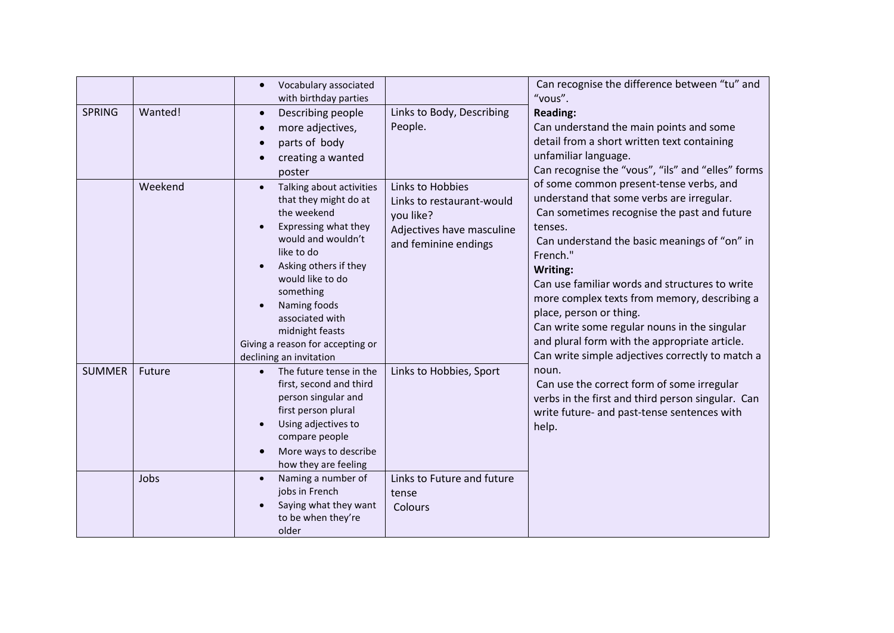| | | | | |
|---|---|---|---|---|
| | | <ul><li>Vocabulary associated with birthday parties</li></ul> | | Can recognise the difference between "tu" and "vous".<br>**Reading:**<br>Can understand the main points and some detail from a short written text containing unfamiliar language.<br>Can recognise the "vous", "ils" and "elles" forms of some common present-tense verbs, and understand that some verbs are irregular.<br>Can sometimes recognise the past and future tenses.<br>Can understand the basic meanings of "on" in French."<br>**Writing:**<br>Can use familiar words and structures to write more complex texts from memory, describing a place, person or thing.<br>Can write some regular nouns in the singular and plural form with the appropriate article.<br>Can write simple adjectives correctly to match a noun.<br>Can use the correct form of some irregular verbs in the first and third person singular. Can write future- and past-tense sentences with help. |
| SPRING | Wanted! | <ul><li>Describing people</li><li>more adjectives,</li><li>parts of body</li><li>creating a wanted poster</li></ul> | Links to Body, Describing People. | |
| | Weekend | <ul><li>Talking about activities that they might do at the weekend</li><li>Expressing what they would and wouldn't like to do</li><li>Asking others if they would like to do something</li><li>Naming foods associated with midnight feasts</li></ul>Giving a reason for accepting or declining an invitation | Links to Hobbies<br>Links to restaurant-would you like?<br>Adjectives have masculine and feminine endings | |
| SUMMER | Future | <ul><li>The future tense in the first, second and third person singular and first person plural</li><li>Using adjectives to compare people</li><li>More ways to describe how they are feeling</li></ul> | Links to Hobbies, Sport | |
| | Jobs | <ul><li>Naming a number of jobs in French</li><li>Saying what they want to be when they're older</li></ul> | Links to Future and future tense<br>Colours | |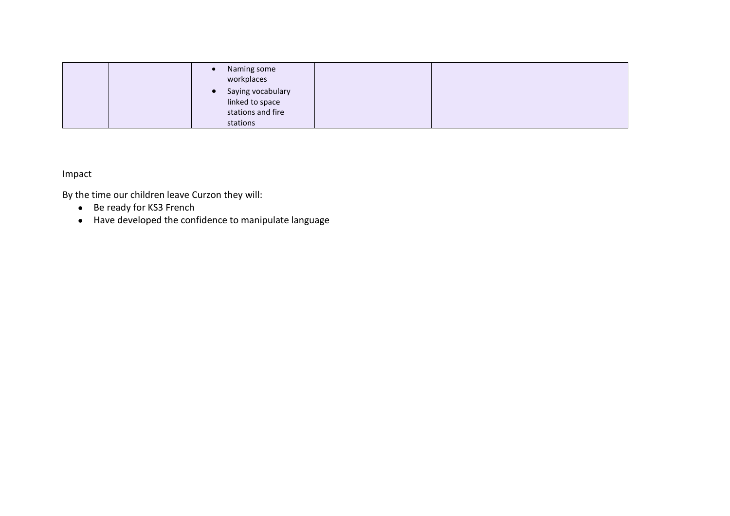| | | | | |
|---|---|---|---|---|
| | | • Naming some workplaces<br>• Saying vocabulary linked to space stations and fire stations | | |

Impact

By the time our children leave Curzon they will:

- Be ready for KS3 French
- Have developed the confidence to manipulate language